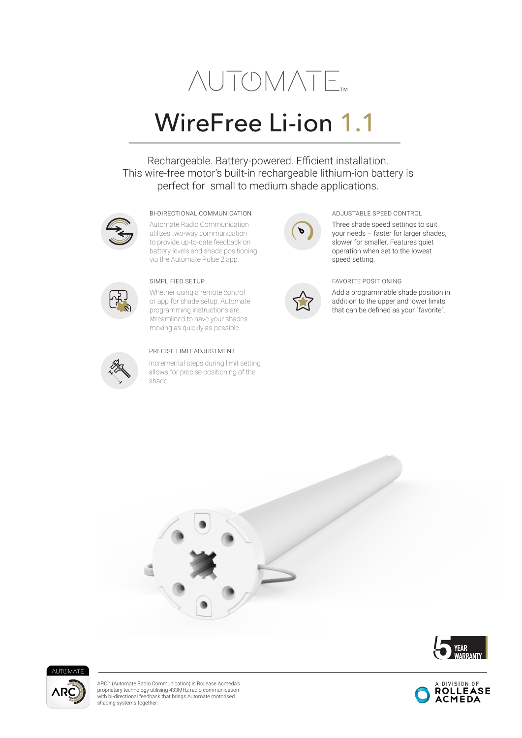# AUTOMATE™

# WireFree Li-ion 1.1

Rechargeable. Battery-powered. Efficient installation.
This wire-free motor's built-in rechargeable lithium-ion battery is perfect for small to medium shade applications.

### BI-DIRECTIONAL COMMUNICATION

Automate Radio Communication utilizes two-way communication to provide up-to-date feedback on battery levels and shade positioning via the Automate Pulse 2 app.

### SIMPLIFIED SETUP

Whether using a remote control or app for shade setup, Automate programming instructions are streamlined to have your shades moving as quickly as possible.

### PRECISE LIMIT ADJUSTMENT

Incremental steps during limit setting allows for precise positioning of the shade.

### ADJUSTABLE SPEED CONTROL

Three shade speed settings to suit your needs – faster for larger shades, slower for smaller. Features quiet operation when set to the lowest speed setting.

### FAVORITE POSITIONING

Add a programmable shade position in addition to the upper and lower limits that can be defined as your "favorite".

5 YEAR WARRANTY

ARC™ (Automate Radio Communication) is Rollease Acmeda's proprietary technology utilising 433MHz radio communication with bi-directional feedback that brings Automate motorised shading systems together.

A DIVISION OF ROLLEASE ACMEDA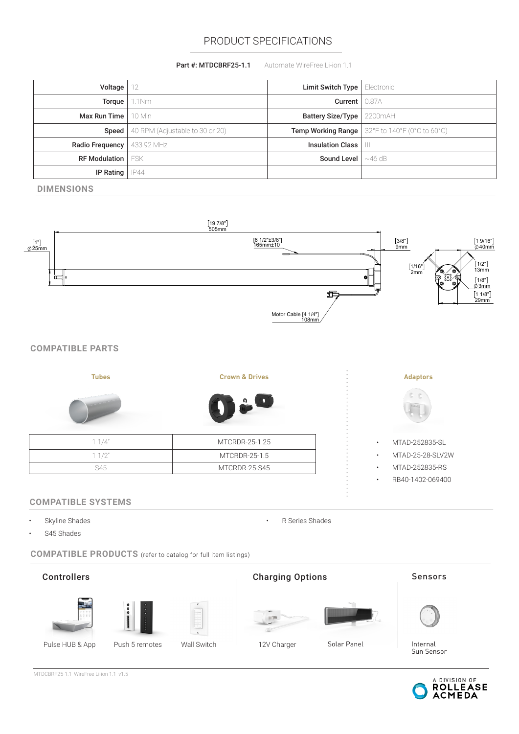# PRODUCT SPECIFICATIONS

**Part #: MTDCBRF25-1.1** Automate WireFree Li-ion 1.1

| | | | |
|---|---|---|---|
| **Voltage** | 12 | **Limit Switch Type** | Electronic |
| **Torque** | 1.1Nm | **Current** | 0.87A |
| **Max Run Time** | 10 Min | **Battery Size/Type** | 2200mAH |
| **Speed** | 40 RPM (Adjustable to 30 or 20) | **Temp Working Range** | 32°F to 140°F (0°C to 60°C) |
| **Radio Frequency** | 433.92 MHz | **Insulation Class** | III |
| **RF Modulation** | FSK | **Sound Level** | ~46 dB |
| **IP Rating** | IP44 | | |

## DIMENSIONS

[19 7/8"]
505mm

[1"]
⌀25mm

[6 1/2"±3/8"]
165mm±10

[3/8"]
9mm

[1/16"]
2mm

Motor Cable [4 1/4"]
108mm

[1 9/16"]
⌀40mm

[1/2"]
13mm

[1/8"]
⌀3mm

[1 1/8"]
29mm

## COMPATIBLE PARTS

| Tubes | Crown & Drives |
|---|---|
| 1 1/4" | MTCRDR-25-1.25 |
| 1 1/2" | MTCRDR-25-1.5 |
| S45 | MTCRDR-25-S45 |

**Adaptors**

- MTAD-252835-SL
- MTAD-25-28-SLV2W
- MTAD-252835-RS
- RB40-1402-069400

## COMPATIBLE SYSTEMS

- Skyline Shades
- S45 Shades
- R Series Shades

## COMPATIBLE PRODUCTS (refer to catalog for full item listings)

### Controllers

Pulse HUB & App

Push 5 remotes

Wall Switch

### Charging Options

12V Charger

Solar Panel

### Sensors

Internal
Sun Sensor

MTDCBRF25-1.1_WireFree Li-ion 1.1_v1.5

A DIVISION OF ROLLEASE ACMEDA